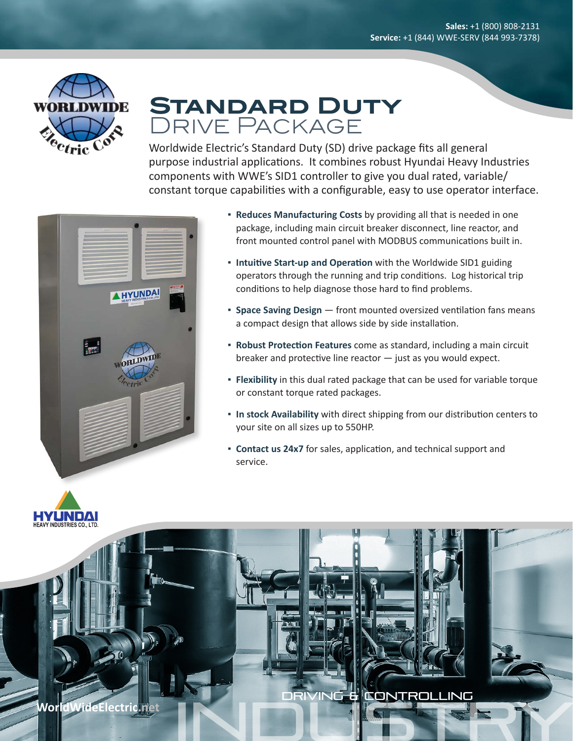**Sales:** +1 (800) 808-2131
**Service:** +1 (844) WWE-SERV (844 993-7378)

# Standard Duty Drive Package

Worldwide Electric's Standard Duty (SD) drive package fits all general purpose industrial applications. It combines robust Hyundai Heavy Industries components with WWE's SID1 controller to give you dual rated, variable/constant torque capabilities with a configurable, easy to use operator interface.

- **Reduces Manufacturing Costs** by providing all that is needed in one package, including main circuit breaker disconnect, line reactor, and front mounted control panel with MODBUS communications built in.
- **Intuitive Start-up and Operation** with the Worldwide SID1 guiding operators through the running and trip conditions. Log historical trip conditions to help diagnose those hard to find problems.
- **Space Saving Design** — front mounted oversized ventilation fans means a compact design that allows side by side installation.
- **Robust Protection Features** come as standard, including a main circuit breaker and protective line reactor — just as you would expect.
- **Flexibility** in this dual rated package that can be used for variable torque or constant torque rated packages.
- **In stock Availability** with direct shipping from our distribution centers to your site on all sizes up to 550HP.
- **Contact us 24x7** for sales, application, and technical support and service.

WorldWideElectric.net

DRIVING & CONTROLLING INDUSTRY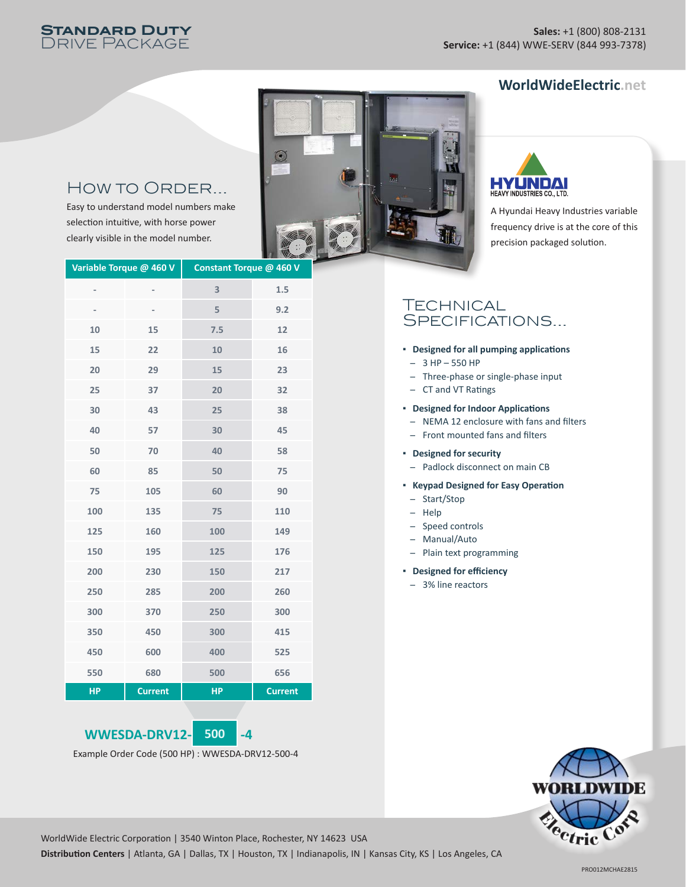# Standard Duty Drive Package

**Sales:** +1 (800) 808-2131
**Service:** +1 (844) WWE-SERV (844 993-7378)

WorldWideElectric.net

## How to Order...

Easy to understand model numbers make selection intuitive, with horse power clearly visible in the model number.

| Variable Torque @ 460 V | | Constant Torque @ 460 V | |
|---|---|---|---|
| - | - | 3 | 1.5 |
| - | - | 5 | 9.2 |
| 10 | 15 | 7.5 | 12 |
| 15 | 22 | 10 | 16 |
| 20 | 29 | 15 | 23 |
| 25 | 37 | 20 | 32 |
| 30 | 43 | 25 | 38 |
| 40 | 57 | 30 | 45 |
| 50 | 70 | 40 | 58 |
| 60 | 85 | 50 | 75 |
| 75 | 105 | 60 | 90 |
| 100 | 135 | 75 | 110 |
| 125 | 160 | 100 | 149 |
| 150 | 195 | 125 | 176 |
| 200 | 230 | 150 | 217 |
| 250 | 285 | 200 | 260 |
| 300 | 370 | 250 | 300 |
| 350 | 450 | 300 | 415 |
| 450 | 600 | 400 | 525 |
| 550 | 680 | 500 | 656 |
| HP | Current | HP | Current |

**WWESDA-DRV12- 500 -4**

Example Order Code (500 HP) : WWESDA-DRV12-500-4

HYUNDAI HEAVY INDUSTRIES CO., LTD.

A Hyundai Heavy Industries variable frequency drive is at the core of this precision packaged solution.

## Technical Specifications...

- **Designed for all pumping applications**
  - 3 HP – 550 HP
  - Three-phase or single-phase input
  - CT and VT Ratings
- **Designed for Indoor Applications**
  - NEMA 12 enclosure with fans and filters
  - Front mounted fans and filters
- **Designed for security**
  - Padlock disconnect on main CB
- **Keypad Designed for Easy Operation**
  - Start/Stop
  - Help
  - Speed controls
  - Manual/Auto
  - Plain text programming
- **Designed for efficiency**
  - 3% line reactors

WORLDWIDE Electric Corp

WorldWide Electric Corporation | 3540 Winton Place, Rochester, NY 14623 USA

**Distribution Centers** | Atlanta, GA | Dallas, TX | Houston, TX | Indianapolis, IN | Kansas City, KS | Los Angeles, CA

PRO012MCHAE2815